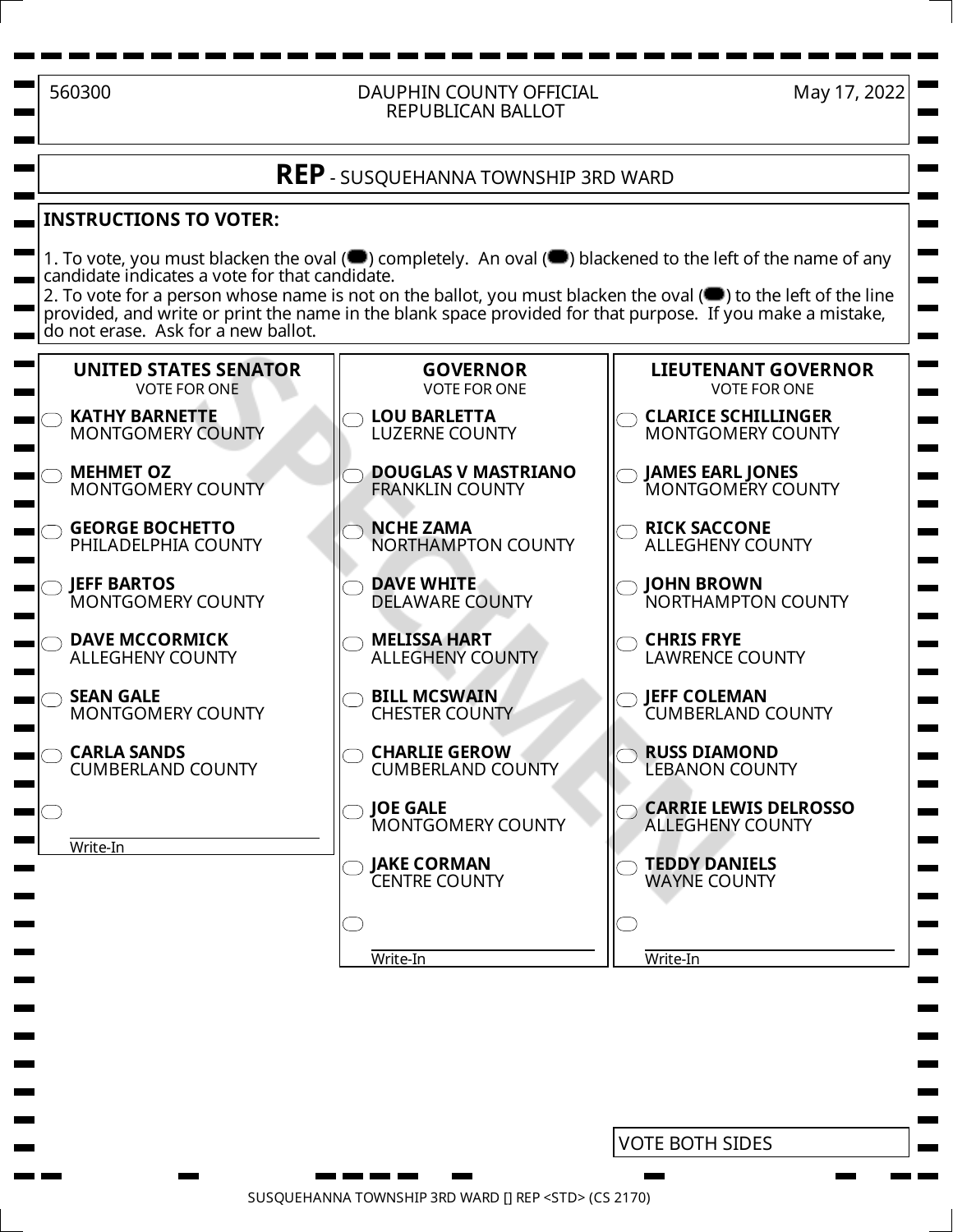560300

DAUPHIN COUNTY OFFICIAL
REPUBLICAN BALLOT

May 17, 2022

# REP - SUSQUEHANNA TOWNSHIP 3RD WARD

**INSTRUCTIONS TO VOTER:**

1. To vote, you must blacken the oval (⬬) completely. An oval (⬬) blackened to the left of the name of any candidate indicates a vote for that candidate.
2. To vote for a person whose name is not on the ballot, you must blacken the oval (⬬) to the left of the line provided, and write or print the name in the blank space provided for that purpose. If you make a mistake, do not erase. Ask for a new ballot.

## UNITED STATES SENATOR
VOTE FOR ONE

- ⬭ **KATHY BARNETTE** MONTGOMERY COUNTY
- ⬭ **MEHMET OZ** MONTGOMERY COUNTY
- ⬭ **GEORGE BOCHETTO** PHILADELPHIA COUNTY
- ⬭ **JEFF BARTOS** MONTGOMERY COUNTY
- ⬭ **DAVE MCCORMICK** ALLEGHENY COUNTY
- ⬭ **SEAN GALE** MONTGOMERY COUNTY
- ⬭ **CARLA SANDS** CUMBERLAND COUNTY
- ⬭ ______________ Write-In

## GOVERNOR
VOTE FOR ONE

- ⬭ **LOU BARLETTA** LUZERNE COUNTY
- ⬭ **DOUGLAS V MASTRIANO** FRANKLIN COUNTY
- ⬭ **NCHE ZAMA** NORTHAMPTON COUNTY
- ⬭ **DAVE WHITE** DELAWARE COUNTY
- ⬭ **MELISSA HART** ALLEGHENY COUNTY
- ⬭ **BILL MCSWAIN** CHESTER COUNTY
- ⬭ **CHARLIE GEROW** CUMBERLAND COUNTY
- ⬭ **JOE GALE** MONTGOMERY COUNTY
- ⬭ **JAKE CORMAN** CENTRE COUNTY
- ⬭ ______________ Write-In

## LIEUTENANT GOVERNOR
VOTE FOR ONE

- ⬭ **CLARICE SCHILLINGER** MONTGOMERY COUNTY
- ⬭ **JAMES EARL JONES** MONTGOMERY COUNTY
- ⬭ **RICK SACCONE** ALLEGHENY COUNTY
- ⬭ **JOHN BROWN** NORTHAMPTON COUNTY
- ⬭ **CHRIS FRYE** LAWRENCE COUNTY
- ⬭ **JEFF COLEMAN** CUMBERLAND COUNTY
- ⬭ **RUSS DIAMOND** LEBANON COUNTY
- ⬭ **CARRIE LEWIS DELROSSO** ALLEGHENY COUNTY
- ⬭ **TEDDY DANIELS** WAYNE COUNTY
- ⬭ ______________ Write-In

VOTE BOTH SIDES

SUSQUEHANNA TOWNSHIP 3RD WARD [] REP <STD> (CS 2170)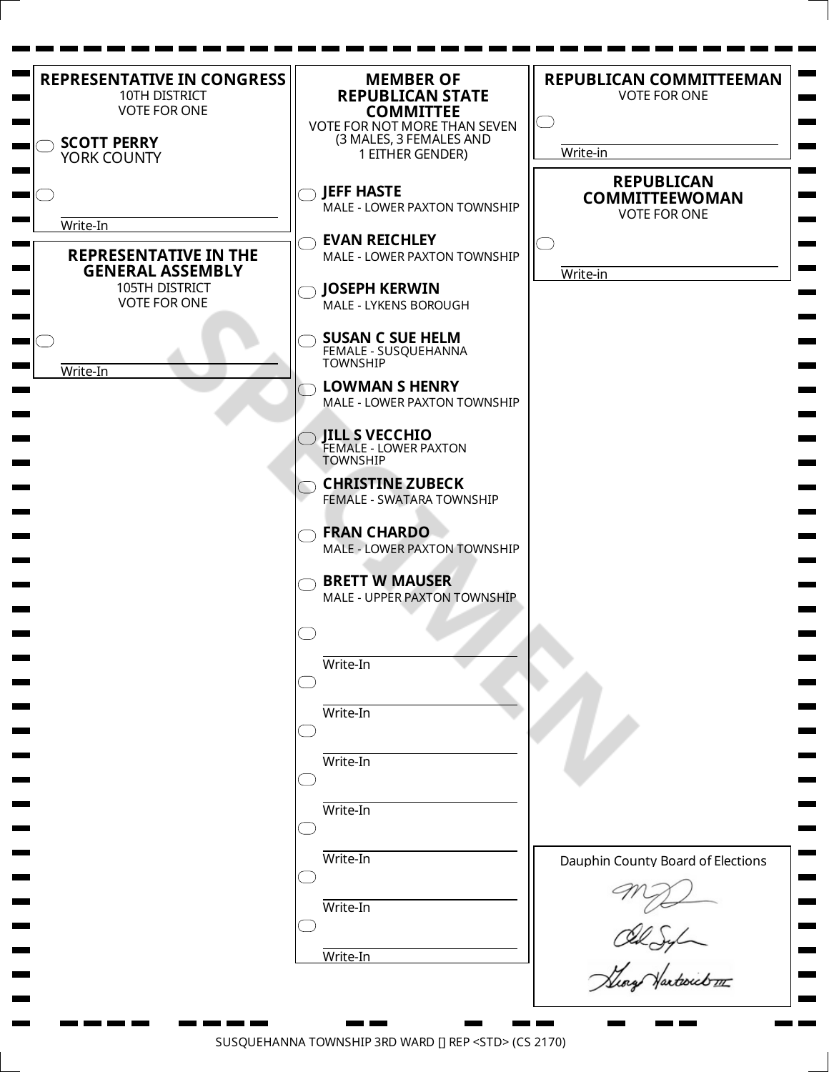## REPRESENTATIVE IN CONGRESS
10TH DISTRICT
VOTE FOR ONE

- **SCOTT PERRY**
  YORK COUNTY
- Write-In

## REPRESENTATIVE IN THE GENERAL ASSEMBLY
105TH DISTRICT
VOTE FOR ONE

- Write-In

## MEMBER OF REPUBLICAN STATE COMMITTEE
VOTE FOR NOT MORE THAN SEVEN
(3 MALES, 3 FEMALES AND
1 EITHER GENDER)

- **JEFF HASTE**
  MALE - LOWER PAXTON TOWNSHIP
- **EVAN REICHLEY**
  MALE - LOWER PAXTON TOWNSHIP
- **JOSEPH KERWIN**
  MALE - LYKENS BOROUGH
- **SUSAN C SUE HELM**
  FEMALE - SUSQUEHANNA TOWNSHIP
- **LOWMAN S HENRY**
  MALE - LOWER PAXTON TOWNSHIP
- **JILL S VECCHIO**
  FEMALE - LOWER PAXTON TOWNSHIP
- **CHRISTINE ZUBECK**
  FEMALE - SWATARA TOWNSHIP
- **FRAN CHARDO**
  MALE - LOWER PAXTON TOWNSHIP
- **BRETT W MAUSER**
  MALE - UPPER PAXTON TOWNSHIP
- Write-In
- Write-In
- Write-In
- Write-In
- Write-In
- Write-In
- Write-In

## REPUBLICAN COMMITTEEMAN
VOTE FOR ONE

- Write-in

## REPUBLICAN COMMITTEEWOMAN
VOTE FOR ONE

- Write-in

SPECIMEN

Dauphin County Board of Elections

SUSQUEHANNA TOWNSHIP 3RD WARD [] REP <STD> (CS 2170)